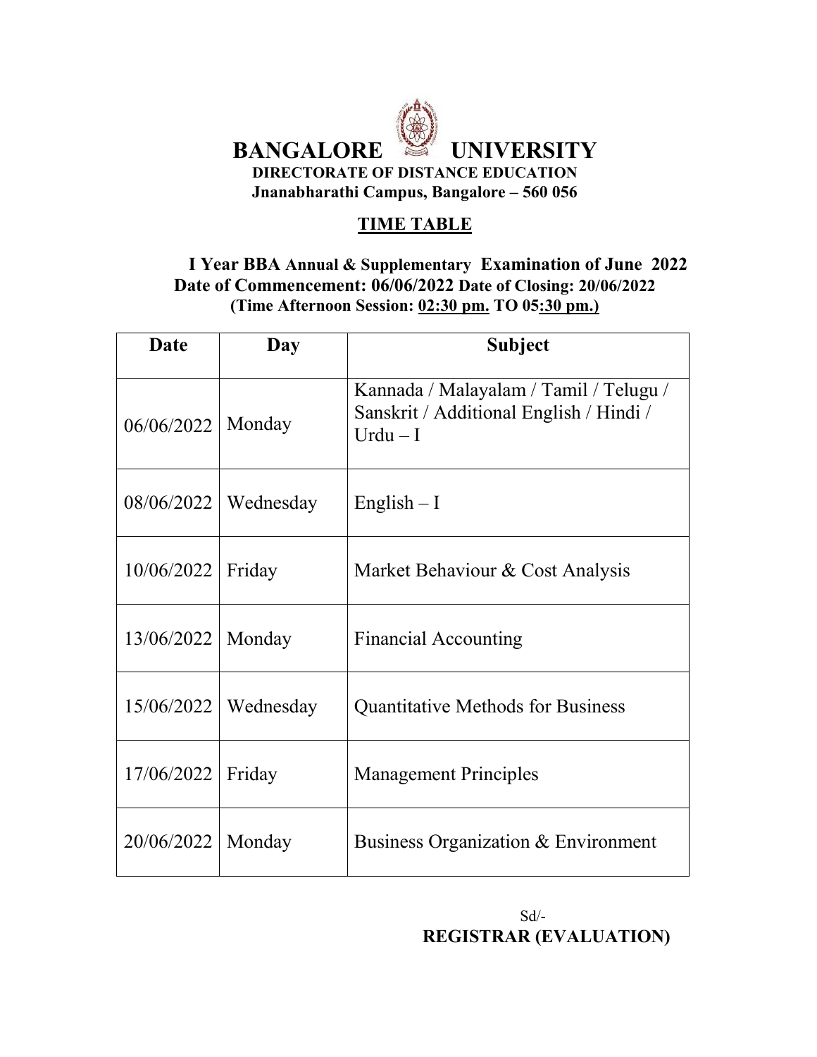# BANGALORE UNIVERSITY

**DIRECTORATE OF DISTANCE EDUCATION**
**Jnanabharathi Campus, Bangalore – 560 056**

## TIME TABLE

**I Year BBA Annual & Supplementary Examination of June 2022**
**Date of Commencement: 06/06/2022 Date of Closing: 20/06/2022**
**(Time Afternoon Session: 02:30 pm. TO 05:30 pm.)**

| Date | Day | Subject |
|---|---|---|
| 06/06/2022 | Monday | Kannada / Malayalam / Tamil / Telugu / Sanskrit / Additional English / Hindi / Urdu – I |
| 08/06/2022 | Wednesday | English – I |
| 10/06/2022 | Friday | Market Behaviour & Cost Analysis |
| 13/06/2022 | Monday | Financial Accounting |
| 15/06/2022 | Wednesday | Quantitative Methods for Business |
| 17/06/2022 | Friday | Management Principles |
| 20/06/2022 | Monday | Business Organization & Environment |

Sd/-
**REGISTRAR (EVALUATION)**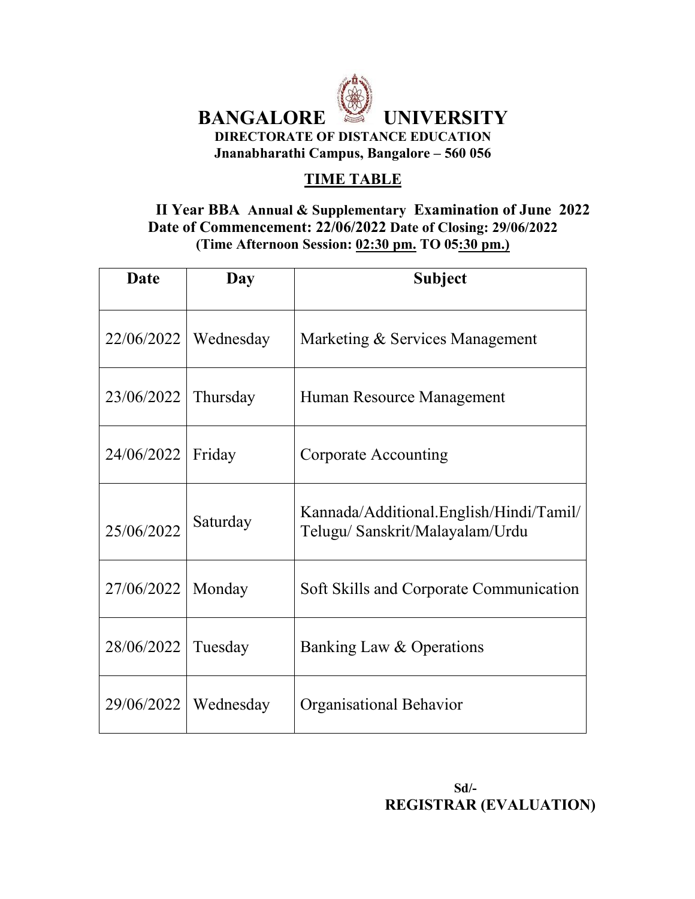# BANGALORE UNIVERSITY

**DIRECTORATE OF DISTANCE EDUCATION**

**Jnanabharathi Campus, Bangalore – 560 056**

## TIME TABLE

**II Year BBA Annual & Supplementary Examination of June 2022**

**Date of Commencement: 22/06/2022 Date of Closing: 29/06/2022**

**(Time Afternoon Session: 02:30 pm. TO 05:30 pm.)**

| Date | Day | Subject |
|---|---|---|
| 22/06/2022 | Wednesday | Marketing & Services Management |
| 23/06/2022 | Thursday | Human Resource Management |
| 24/06/2022 | Friday | Corporate Accounting |
| 25/06/2022 | Saturday | Kannada/Additional.English/Hindi/Tamil/ Telugu/ Sanskrit/Malayalam/Urdu |
| 27/06/2022 | Monday | Soft Skills and Corporate Communication |
| 28/06/2022 | Tuesday | Banking Law & Operations |
| 29/06/2022 | Wednesday | Organisational Behavior |

**Sd/-**

**REGISTRAR (EVALUATION)**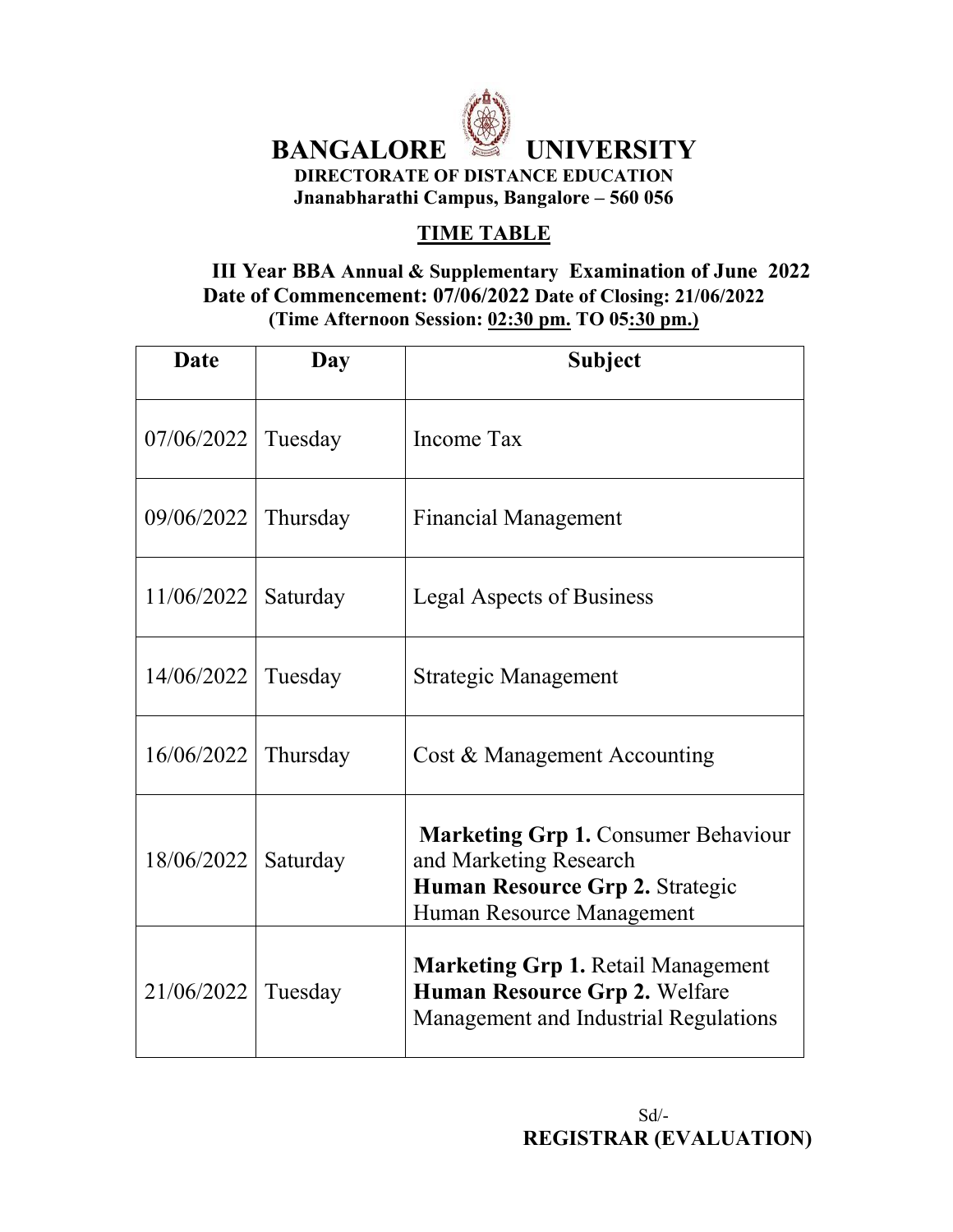# BANGALORE UNIVERSITY

**DIRECTORATE OF DISTANCE EDUCATION**
**Jnanabharathi Campus, Bangalore – 560 056**

## TIME TABLE

**III Year BBA Annual & Supplementary Examination of June 2022**
**Date of Commencement: 07/06/2022 Date of Closing: 21/06/2022**
**(Time Afternoon Session: 02:30 pm. TO 05:30 pm.)**

| Date | Day | Subject |
|---|---|---|
| 07/06/2022 | Tuesday | Income Tax |
| 09/06/2022 | Thursday | Financial Management |
| 11/06/2022 | Saturday | Legal Aspects of Business |
| 14/06/2022 | Tuesday | Strategic Management |
| 16/06/2022 | Thursday | Cost & Management Accounting |
| 18/06/2022 | Saturday | **Marketing Grp 1.** Consumer Behaviour and Marketing Research<br>**Human Resource Grp 2.** Strategic Human Resource Management |
| 21/06/2022 | Tuesday | **Marketing Grp 1.** Retail Management<br>**Human Resource Grp 2.** Welfare Management and Industrial Regulations |

Sd/-
**REGISTRAR (EVALUATION)**